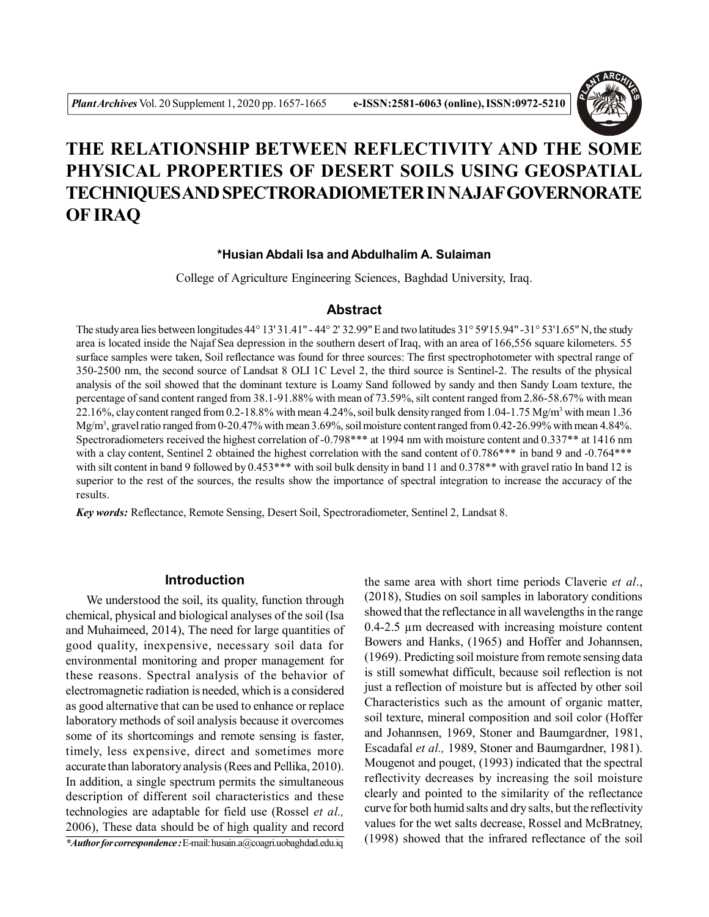# THE RELATIONSHIP BETWEEN REFLECTIVITY AND THE SOME PHYSICAL PROPERTIES OF DESERT SOILS USING GEOSPATIAL TECHNIQUES AND SPECTRORADIOMETER IN NAJAF GOVERNORATE OF IRAQ

**\*Husian Abdali Isa and Abdulhalim A. Sulaiman**

College of Agriculture Engineering Sciences, Baghdad University, Iraq.

## Abstract

The study area lies between longitudes 44° 13' 31.41" - 44° 2' 32.99" E and two latitudes 31° 59'15.94" -31° 53'1.65" N, the study area is located inside the Najaf Sea depression in the southern desert of Iraq, with an area of 166,556 square kilometers. 55 surface samples were taken, Soil reflectance was found for three sources: The first spectrophotometer with spectral range of 350-2500 nm, the second source of Landsat 8 OLI 1C Level 2, the third source is Sentinel-2. The results of the physical analysis of the soil showed that the dominant texture is Loamy Sand followed by sandy and then Sandy Loam texture, the percentage of sand content ranged from 38.1-91.88% with mean of 73.59%, silt content ranged from 2.86-58.67% with mean 22.16%, clay content ranged from 0.2-18.8% with mean 4.24%, soil bulk density ranged from 1.04-1.75 Mg/m$^3$ with mean 1.36 Mg/m$^3$, gravel ratio ranged from 0-20.47% with mean 3.69%, soil moisture content ranged from 0.42-26.99% with mean 4.84%. Spectroradiometers received the highest correlation of -0.798\*\*\* at 1994 nm with moisture content and 0.337\*\* at 1416 nm with a clay content, Sentinel 2 obtained the highest correlation with the sand content of 0.786\*\*\* in band 9 and -0.764\*\*\* with silt content in band 9 followed by 0.453\*\*\* with soil bulk density in band 11 and 0.378\*\* with gravel ratio In band 12 is superior to the rest of the sources, the results show the importance of spectral integration to increase the accuracy of the results.

***Key words:*** Reflectance, Remote Sensing, Desert Soil, Spectroradiometer, Sentinel 2, Landsat 8.

## Introduction

We understood the soil, its quality, function through chemical, physical and biological analyses of the soil (Isa and Muhaimeed, 2014), The need for large quantities of good quality, inexpensive, necessary soil data for environmental monitoring and proper management for these reasons. Spectral analysis of the behavior of electromagnetic radiation is needed, which is a considered as good alternative that can be used to enhance or replace laboratory methods of soil analysis because it overcomes some of its shortcomings and remote sensing is faster, timely, less expensive, direct and sometimes more accurate than laboratory analysis (Rees and Pellika, 2010). In addition, a single spectrum permits the simultaneous description of different soil characteristics and these technologies are adaptable for field use (Rossel *et al.,* 2006), These data should be of high quality and record the same area with short time periods Claverie *et al*., (2018), Studies on soil samples in laboratory conditions showed that the reflectance in all wavelengths in the range 0.4-2.5 µm decreased with increasing moisture content Bowers and Hanks, (1965) and Hoffer and Johannsen, (1969). Predicting soil moisture from remote sensing data is still somewhat difficult, because soil reflection is not just a reflection of moisture but is affected by other soil Characteristics such as the amount of organic matter, soil texture, mineral composition and soil color (Hoffer and Johannsen, 1969, Stoner and Baumgardner, 1981, Escadafal *et al.,* 1989, Stoner and Baumgardner, 1981). Mougenot and pouget, (1993) indicated that the spectral reflectivity decreases by increasing the soil moisture clearly and pointed to the similarity of the reflectance curve for both humid salts and dry salts, but the reflectivity values for the wet salts decrease, Rossel and McBratney, (1998) showed that the infrared reflectance of the soil

***\*Author for correspondence :*** E-mail: husain.a@coagri.uobaghdad.edu.iq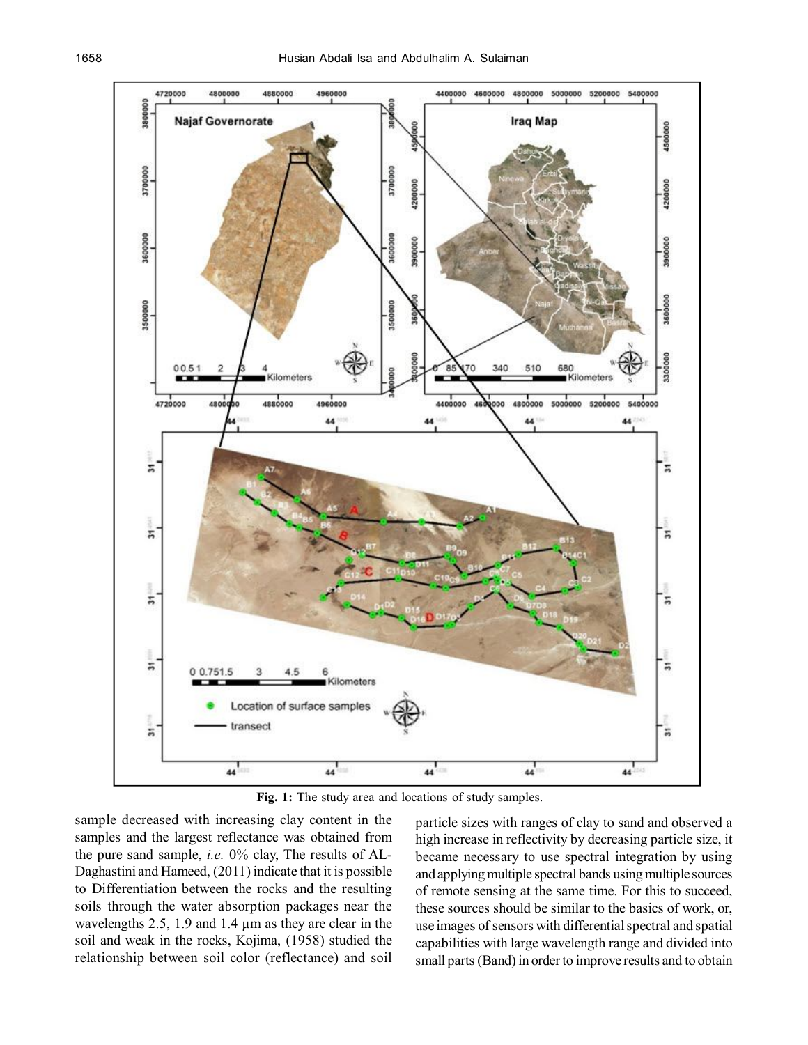**Fig. 1:** The study area and locations of study samples.

sample decreased with increasing clay content in the samples and the largest reflectance was obtained from the pure sand sample, *i.e.* 0% clay, The results of AL-Daghastini and Hameed, (2011) indicate that it is possible to Differentiation between the rocks and the resulting soils through the water absorption packages near the wavelengths 2.5, 1.9 and 1.4 µm as they are clear in the soil and weak in the rocks, Kojima, (1958) studied the relationship between soil color (reflectance) and soil particle sizes with ranges of clay to sand and observed a high increase in reflectivity by decreasing particle size, it became necessary to use spectral integration by using and applying multiple spectral bands using multiple sources of remote sensing at the same time. For this to succeed, these sources should be similar to the basics of work, or, use images of sensors with differential spectral and spatial capabilities with large wavelength range and divided into small parts (Band) in order to improve results and to obtain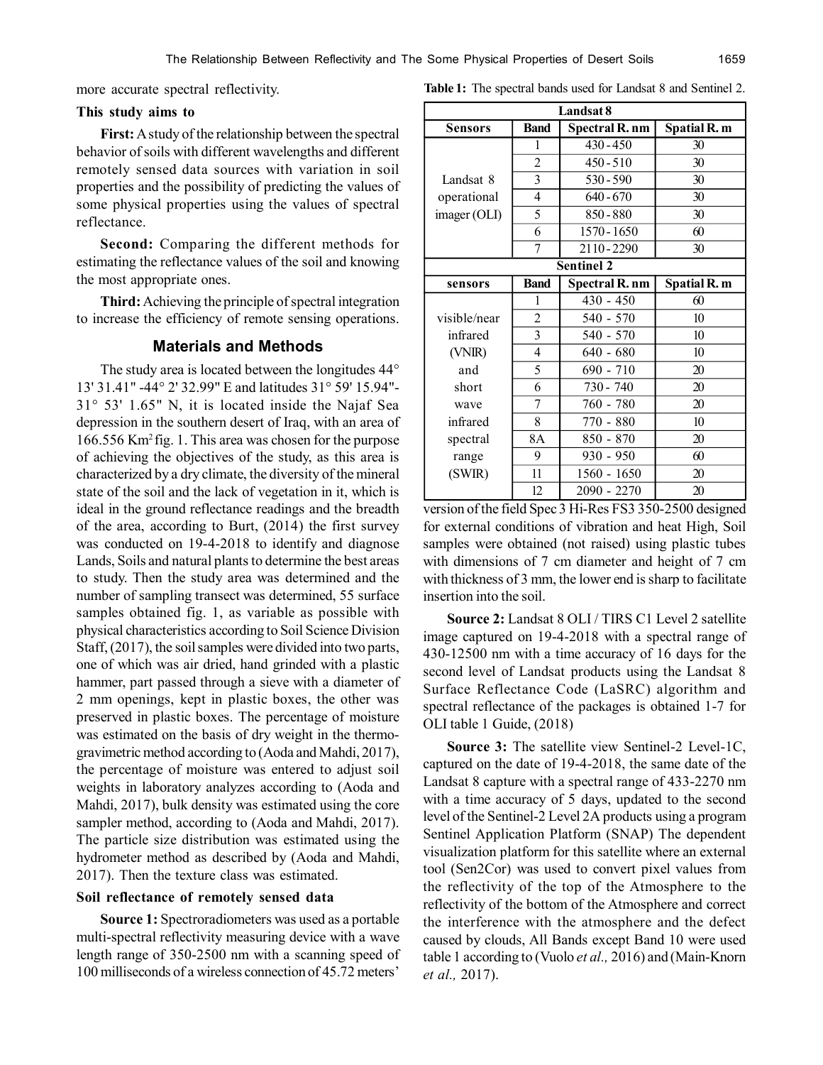more accurate spectral reflectivity.

### This study aims to

**First:** A study of the relationship between the spectral behavior of soils with different wavelengths and different remotely sensed data sources with variation in soil properties and the possibility of predicting the values of some physical properties using the values of spectral reflectance.

**Second:** Comparing the different methods for estimating the reflectance values of the soil and knowing the most appropriate ones.

**Third:** Achieving the principle of spectral integration to increase the efficiency of remote sensing operations.

## Materials and Methods

The study area is located between the longitudes 44° 13' 31.41" -44° 2' 32.99" E and latitudes 31° 59' 15.94"- 31° 53' 1.65" N, it is located inside the Najaf Sea depression in the southern desert of Iraq, with an area of 166.556 Km$^2$ fig. 1. This area was chosen for the purpose of achieving the objectives of the study, as this area is characterized by a dry climate, the diversity of the mineral state of the soil and the lack of vegetation in it, which is ideal in the ground reflectance readings and the breadth of the area, according to Burt, (2014) the first survey was conducted on 19-4-2018 to identify and diagnose Lands, Soils and natural plants to determine the best areas to study. Then the study area was determined and the number of sampling transect was determined, 55 surface samples obtained fig. 1, as variable as possible with physical characteristics according to Soil Science Division Staff, (2017), the soil samples were divided into two parts, one of which was air dried, hand grinded with a plastic hammer, part passed through a sieve with a diameter of 2 mm openings, kept in plastic boxes, the other was preserved in plastic boxes. The percentage of moisture was estimated on the basis of dry weight in the thermo-gravimetric method according to (Aoda and Mahdi, 2017), the percentage of moisture was entered to adjust soil weights in laboratory analyzes according to (Aoda and Mahdi, 2017), bulk density was estimated using the core sampler method, according to (Aoda and Mahdi, 2017). The particle size distribution was estimated using the hydrometer method as described by (Aoda and Mahdi, 2017). Then the texture class was estimated.

### Soil reflectance of remotely sensed data

**Source 1:** Spectroradiometers was used as a portable multi-spectral reflectivity measuring device with a wave length range of 350-2500 nm with a scanning speed of 100 milliseconds of a wireless connection of 45.72 meters' version of the field Spec 3 Hi-Res FS3 350-2500 designed for external conditions of vibration and heat High, Soil samples were obtained (not raised) using plastic tubes with dimensions of 7 cm diameter and height of 7 cm with thickness of 3 mm, the lower end is sharp to facilitate insertion into the soil.

**Table 1:** The spectral bands used for Landsat 8 and Sentinel 2.

| Landsat 8 | | | |
|---|---|---|---|
| **Sensors** | **Band** | **Spectral R. nm** | **Spatial R. m** |
| Landsat 8 operational imager (OLI) | 1 | 430 - 450 | 30 |
| | 2 | 450 - 510 | 30 |
| | 3 | 530 - 590 | 30 |
| | 4 | 640 - 670 | 30 |
| | 5 | 850 - 880 | 30 |
| | 6 | 1570 - 1650 | 60 |
| | 7 | 2110 - 2290 | 30 |
| **Sentinel 2** | | | |
| **sensors** | **Band** | **Spectral R. nm** | **Spatial R. m** |
| visible/near infrared (VNIR) and short wave infrared spectral range (SWIR) | 1 | 430 - 450 | 60 |
| | 2 | 540 - 570 | 10 |
| | 3 | 540 - 570 | 10 |
| | 4 | 640 - 680 | 10 |
| | 5 | 690 - 710 | 20 |
| | 6 | 730 - 740 | 20 |
| | 7 | 760 - 780 | 20 |
| | 8 | 770 - 880 | 10 |
| | 8A | 850 - 870 | 20 |
| | 9 | 930 - 950 | 60 |
| | 11 | 1560 - 1650 | 20 |
| | 12 | 2090 - 2270 | 20 |

**Source 2:** Landsat 8 OLI / TIRS C1 Level 2 satellite image captured on 19-4-2018 with a spectral range of 430-12500 nm with a time accuracy of 16 days for the second level of Landsat products using the Landsat 8 Surface Reflectance Code (LaSRC) algorithm and spectral reflectance of the packages is obtained 1-7 for OLI table 1 Guide, (2018)

**Source 3:** The satellite view Sentinel-2 Level-1C, captured on the date of 19-4-2018, the same date of the Landsat 8 capture with a spectral range of 433-2270 nm with a time accuracy of 5 days, updated to the second level of the Sentinel-2 Level 2A products using a program Sentinel Application Platform (SNAP) The dependent visualization platform for this satellite where an external tool (Sen2Cor) was used to convert pixel values from the reflectivity of the top of the Atmosphere to the reflectivity of the bottom of the Atmosphere and correct the interference with the atmosphere and the defect caused by clouds, All Bands except Band 10 were used table 1 according to (Vuolo *et al.,* 2016) and (Main-Knorn *et al.,* 2017).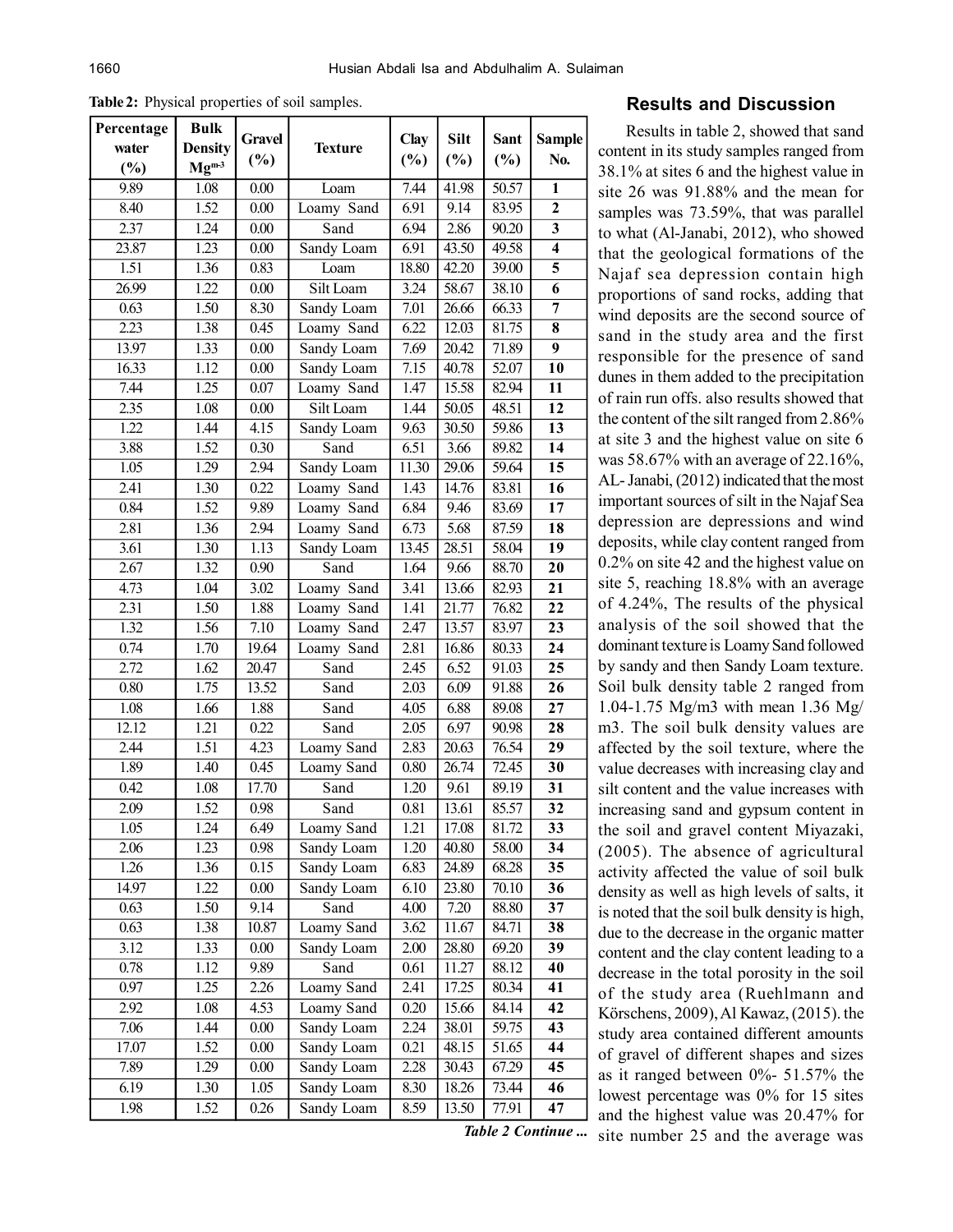**Table 2:** Physical properties of soil samples.

| Percentage water (%) | Bulk Density $Mg^{m-3}$ | Gravel (%) | Texture | Clay (%) | Silt (%) | Sant (%) | Sample No. |
|---|---|---|---|---|---|---|---|
| 9.89 | 1.08 | 0.00 | Loam | 7.44 | 41.98 | 50.57 | **1** |
| 8.40 | 1.52 | 0.00 | Loamy Sand | 6.91 | 9.14 | 83.95 | **2** |
| 2.37 | 1.24 | 0.00 | Sand | 6.94 | 2.86 | 90.20 | **3** |
| 23.87 | 1.23 | 0.00 | Sandy Loam | 6.91 | 43.50 | 49.58 | **4** |
| 1.51 | 1.36 | 0.83 | Loam | 18.80 | 42.20 | 39.00 | **5** |
| 26.99 | 1.22 | 0.00 | Silt Loam | 3.24 | 58.67 | 38.10 | **6** |
| 0.63 | 1.50 | 8.30 | Sandy Loam | 7.01 | 26.66 | 66.33 | **7** |
| 2.23 | 1.38 | 0.45 | Loamy Sand | 6.22 | 12.03 | 81.75 | **8** |
| 13.97 | 1.33 | 0.00 | Sandy Loam | 7.69 | 20.42 | 71.89 | **9** |
| 16.33 | 1.12 | 0.00 | Sandy Loam | 7.15 | 40.78 | 52.07 | **10** |
| 7.44 | 1.25 | 0.07 | Loamy Sand | 1.47 | 15.58 | 82.94 | **11** |
| 2.35 | 1.08 | 0.00 | Silt Loam | 1.44 | 50.05 | 48.51 | **12** |
| 1.22 | 1.44 | 4.15 | Sandy Loam | 9.63 | 30.50 | 59.86 | **13** |
| 3.88 | 1.52 | 0.30 | Sand | 6.51 | 3.66 | 89.82 | **14** |
| 1.05 | 1.29 | 2.94 | Sandy Loam | 11.30 | 29.06 | 59.64 | **15** |
| 2.41 | 1.30 | 0.22 | Loamy Sand | 1.43 | 14.76 | 83.81 | **16** |
| 0.84 | 1.52 | 9.89 | Loamy Sand | 6.84 | 9.46 | 83.69 | **17** |
| 2.81 | 1.36 | 2.94 | Loamy Sand | 6.73 | 5.68 | 87.59 | **18** |
| 3.61 | 1.30 | 1.13 | Sandy Loam | 13.45 | 28.51 | 58.04 | **19** |
| 2.67 | 1.32 | 0.90 | Sand | 1.64 | 9.66 | 88.70 | **20** |
| 4.73 | 1.04 | 3.02 | Loamy Sand | 3.41 | 13.66 | 82.93 | **21** |
| 2.31 | 1.50 | 1.88 | Loamy Sand | 1.41 | 21.77 | 76.82 | **22** |
| 1.32 | 1.56 | 7.10 | Loamy Sand | 2.47 | 13.57 | 83.97 | **23** |
| 0.74 | 1.70 | 19.64 | Loamy Sand | 2.81 | 16.86 | 80.33 | **24** |
| 2.72 | 1.62 | 20.47 | Sand | 2.45 | 6.52 | 91.03 | **25** |
| 0.80 | 1.75 | 13.52 | Sand | 2.03 | 6.09 | 91.88 | **26** |
| 1.08 | 1.66 | 1.88 | Sand | 4.05 | 6.88 | 89.08 | **27** |
| 12.12 | 1.21 | 0.22 | Sand | 2.05 | 6.97 | 90.98 | **28** |
| 2.44 | 1.51 | 4.23 | Loamy Sand | 2.83 | 20.63 | 76.54 | **29** |
| 1.89 | 1.40 | 0.45 | Loamy Sand | 0.80 | 26.74 | 72.45 | **30** |
| 0.42 | 1.08 | 17.70 | Sand | 1.20 | 9.61 | 89.19 | **31** |
| 2.09 | 1.52 | 0.98 | Sand | 0.81 | 13.61 | 85.57 | **32** |
| 1.05 | 1.24 | 6.49 | Loamy Sand | 1.21 | 17.08 | 81.72 | **33** |
| 2.06 | 1.23 | 0.98 | Sandy Loam | 1.20 | 40.80 | 58.00 | **34** |
| 1.26 | 1.36 | 0.15 | Sandy Loam | 6.83 | 24.89 | 68.28 | **35** |
| 14.97 | 1.22 | 0.00 | Sandy Loam | 6.10 | 23.80 | 70.10 | **36** |
| 0.63 | 1.50 | 9.14 | Sand | 4.00 | 7.20 | 88.80 | **37** |
| 0.63 | 1.38 | 10.87 | Loamy Sand | 3.62 | 11.67 | 84.71 | **38** |
| 3.12 | 1.33 | 0.00 | Sandy Loam | 2.00 | 28.80 | 69.20 | **39** |
| 0.78 | 1.12 | 9.89 | Sand | 0.61 | 11.27 | 88.12 | **40** |
| 0.97 | 1.25 | 2.26 | Loamy Sand | 2.41 | 17.25 | 80.34 | **41** |
| 2.92 | 1.08 | 4.53 | Loamy Sand | 0.20 | 15.66 | 84.14 | **42** |
| 7.06 | 1.44 | 0.00 | Sandy Loam | 2.24 | 38.01 | 59.75 | **43** |
| 17.07 | 1.52 | 0.00 | Sandy Loam | 0.21 | 48.15 | 51.65 | **44** |
| 7.89 | 1.29 | 0.00 | Sandy Loam | 2.28 | 30.43 | 67.29 | **45** |
| 6.19 | 1.30 | 1.05 | Sandy Loam | 8.30 | 18.26 | 73.44 | **46** |
| 1.98 | 1.52 | 0.26 | Sandy Loam | 8.59 | 13.50 | 77.91 | **47** |

***Table 2 Continue ...***

## Results and Discussion

Results in table 2, showed that sand content in its study samples ranged from 38.1% at sites 6 and the highest value in site 26 was 91.88% and the mean for samples was 73.59%, that was parallel to what (Al-Janabi, 2012), who showed that the geological formations of the Najaf sea depression contain high proportions of sand rocks, adding that wind deposits are the second source of sand in the study area and the first responsible for the presence of sand dunes in them added to the precipitation of rain run offs. also results showed that the content of the silt ranged from 2.86% at site 3 and the highest value on site 6 was 58.67% with an average of 22.16%, AL- Janabi, (2012) indicated that the most important sources of silt in the Najaf Sea depression are depressions and wind deposits, while clay content ranged from 0.2% on site 42 and the highest value on site 5, reaching 18.8% with an average of 4.24%, The results of the physical analysis of the soil showed that the dominant texture is Loamy Sand followed by sandy and then Sandy Loam texture. Soil bulk density table 2 ranged from 1.04-1.75 Mg/m3 with mean 1.36 Mg/m3. The soil bulk density values are affected by the soil texture, where the value decreases with increasing clay and silt content and the value increases with increasing sand and gypsum content in the soil and gravel content Miyazaki, (2005). The absence of agricultural activity affected the value of soil bulk density as well as high levels of salts, it is noted that the soil bulk density is high, due to the decrease in the organic matter content and the clay content leading to a decrease in the total porosity in the soil of the study area (Ruehlmann and Körschens, 2009), Al Kawaz, (2015). the study area contained different amounts of gravel of different shapes and sizes as it ranged between 0%- 51.57% the lowest percentage was 0% for 15 sites and the highest value was 20.47% for site number 25 and the average was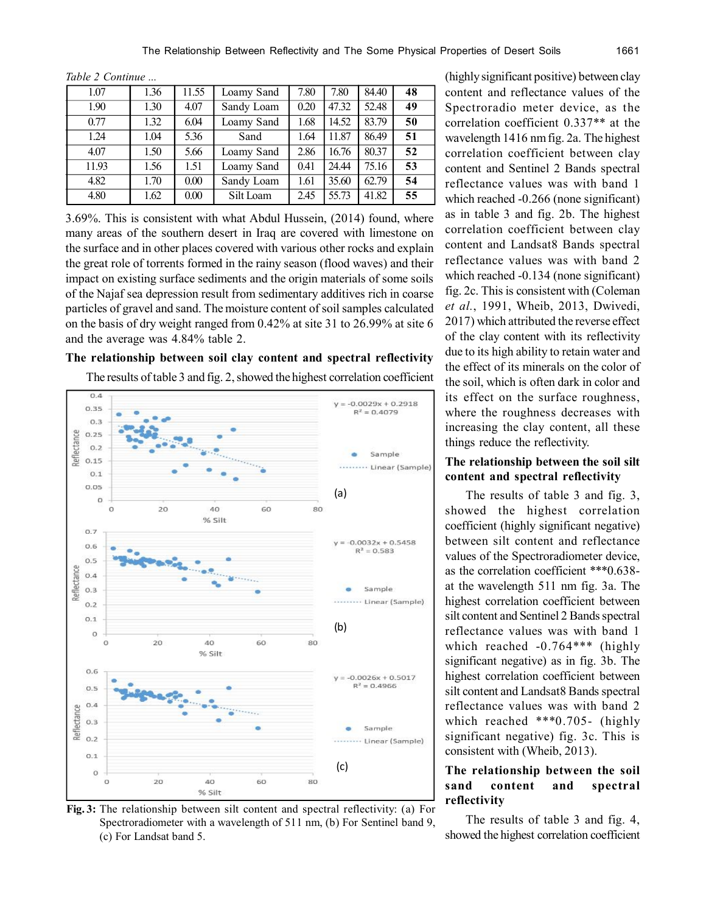*Table 2 Continue ...*

| | | | | | | | |
|---|---|---|---|---|---|---|---|
| 1.07 | 1.36 | 11.55 | Loamy Sand | 7.80 | 7.80 | 84.40 | **48** |
| 1.90 | 1.30 | 4.07 | Sandy Loam | 0.20 | 47.32 | 52.48 | **49** |
| 0.77 | 1.32 | 6.04 | Loamy Sand | 1.68 | 14.52 | 83.79 | **50** |
| 1.24 | 1.04 | 5.36 | Sand | 1.64 | 11.87 | 86.49 | **51** |
| 4.07 | 1.50 | 5.66 | Loamy Sand | 2.86 | 16.76 | 80.37 | **52** |
| 11.93 | 1.56 | 1.51 | Loamy Sand | 0.41 | 24.44 | 75.16 | **53** |
| 4.82 | 1.70 | 0.00 | Sandy Loam | 1.61 | 35.60 | 62.79 | **54** |
| 4.80 | 1.62 | 0.00 | Silt Loam | 2.45 | 55.73 | 41.82 | **55** |

3.69%. This is consistent with what Abdul Hussein, (2014) found, where many areas of the southern desert in Iraq are covered with limestone on the surface and in other places covered with various other rocks and explain the great role of torrents formed in the rainy season (flood waves) and their impact on existing surface sediments and the origin materials of some soils of the Najaf sea depression result from sedimentary additives rich in coarse particles of gravel and sand. The moisture content of soil samples calculated on the basis of dry weight ranged from 0.42% at site 31 to 26.99% at site 6 and the average was 4.84% table 2.

### The relationship between soil clay content and spectral reflectivity

The results of table 3 and fig. 2, showed the highest correlation coefficient (highly significant positive) between clay content and reflectance values of the Spectroradio meter device, as the correlation coefficient 0.337** at the wavelength 1416 nm fig. 2a. The highest correlation coefficient between clay content and Sentinel 2 Bands spectral reflectance values was with band 1 which reached -0.266 (none significant) as in table 3 and fig. 2b. The highest correlation coefficient between clay content and Landsat8 Bands spectral reflectance values was with band 2 which reached -0.134 (none significant) fig. 2c. This is consistent with (Coleman *et al.*, 1991, Wheib, 2013, Dwivedi, 2017) which attributed the reverse effect of the clay content with its reflectivity due to its high ability to retain water and the effect of its minerals on the color of the soil, which is often dark in color and its effect on the surface roughness, where the roughness decreases with increasing the clay content, all these things reduce the reflectivity.

**Fig. 3:** The relationship between silt content and spectral reflectivity: (a) For Spectroradiometer with a wavelength of 511 nm, (b) For Sentinel band 9, (c) For Landsat band 5.

### The relationship between the soil silt content and spectral reflectivity

The results of table 3 and fig. 3, showed the highest correlation coefficient (highly significant negative) between silt content and reflectance values of the Spectroradiometer device, as the correlation coefficient ***0.638- at the wavelength 511 nm fig. 3a. The highest correlation coefficient between silt content and Sentinel 2 Bands spectral reflectance values was with band 1 which reached -0.764*** (highly significant negative) as in fig. 3b. The highest correlation coefficient between silt content and Landsat8 Bands spectral reflectance values was with band 2 which reached ***0.705- (highly significant negative) fig. 3c. This is consistent with (Wheib, 2013).

### The relationship between the soil sand content and spectral reflectivity

The results of table 3 and fig. 4, showed the highest correlation coefficient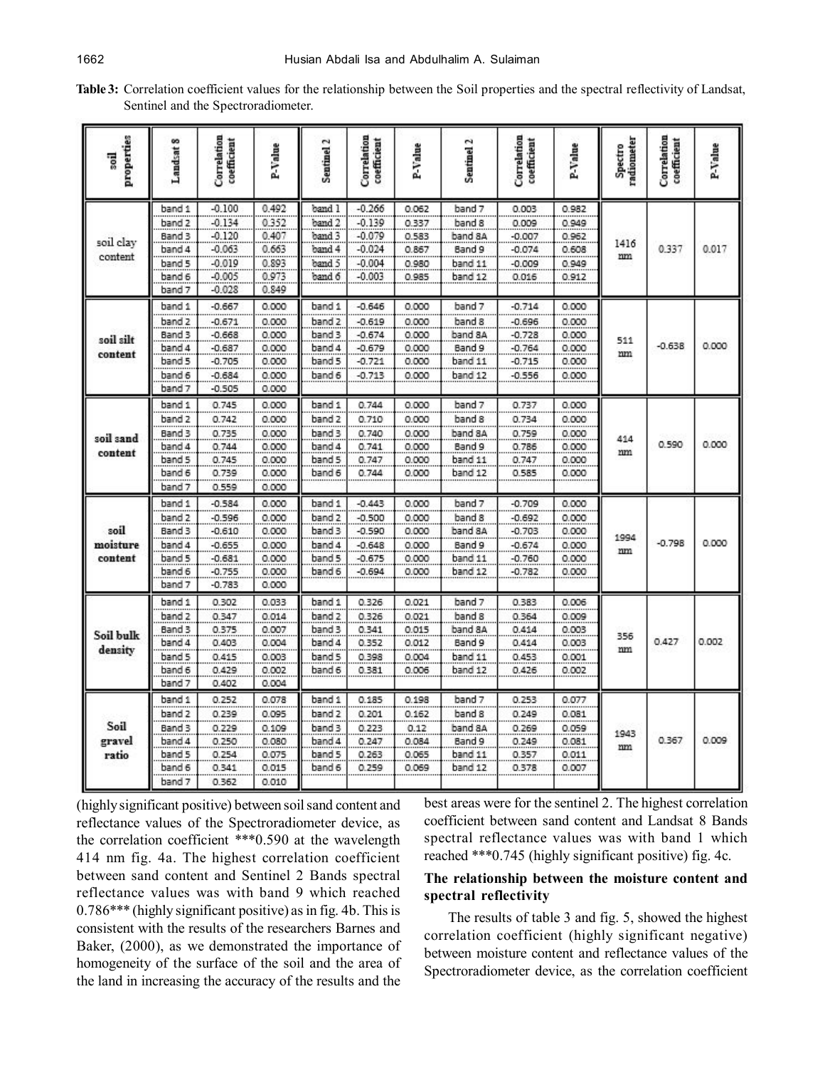**Table 3:** Correlation coefficient values for the relationship between the Soil properties and the spectral reflectivity of Landsat, Sentinel and the Spectroradiometer.

| soil properties | Landsat 8 | Correlation coefficient | P-Value | Sentinel 2 | Correlation coefficient | P-Value | Sentinel 2 | Correlation coefficient | P-Value | Spectro radiometer | Correlation coefficient | P-Value |
|---|---|---|---|---|---|---|---|---|---|---|---|---|
| soil clay content | band 1 | -0.100 | 0.492 | band 1 | -0.266 | 0.062 | band 7 | 0.003 | 0.982 | 1416 nm | 0.337 | 0.017 |
| | band 2 | -0.134 | 0.352 | band 2 | -0.139 | 0.337 | band 8 | 0.009 | 0.949 | | | |
| | Band 3 | -0.120 | 0.407 | band 3 | -0.079 | 0.583 | band 8A | -0.007 | 0.962 | | | |
| | band 4 | -0.063 | 0.663 | band 4 | -0.024 | 0.867 | Band 9 | -0.074 | 0.608 | | | |
| | band 5 | -0.019 | 0.893 | band 5 | -0.004 | 0.980 | band 11 | -0.009 | 0.949 | | | |
| | band 6 | -0.005 | 0.973 | band 6 | -0.003 | 0.985 | band 12 | 0.016 | 0.912 | | | |
| | band 7 | -0.028 | 0.849 | | | | | | | | | |
| soil silt content | band 1 | -0.667 | 0.000 | band 1 | -0.646 | 0.000 | band 7 | -0.714 | 0.000 | 511 nm | -0.638 | 0.000 |
| | band 2 | -0.671 | 0.000 | band 2 | -0.619 | 0.000 | band 8 | -0.696 | 0.000 | | | |
| | Band 3 | -0.668 | 0.000 | band 3 | -0.674 | 0.000 | band 8A | -0.728 | 0.000 | | | |
| | band 4 | -0.687 | 0.000 | band 4 | -0.679 | 0.000 | Band 9 | -0.764 | 0.000 | | | |
| | band 5 | -0.705 | 0.000 | band 5 | -0.721 | 0.000 | band 11 | -0.715 | 0.000 | | | |
| | band 6 | -0.684 | 0.000 | band 6 | -0.713 | 0.000 | band 12 | -0.556 | 0.000 | | | |
| | band 7 | -0.505 | 0.000 | | | | | | | | | |
| soil sand content | band 1 | 0.745 | 0.000 | band 1 | 0.744 | 0.000 | band 7 | 0.737 | 0.000 | 414 nm | 0.590 | 0.000 |
| | band 2 | 0.742 | 0.000 | band 2 | 0.710 | 0.000 | band 8 | 0.734 | 0.000 | | | |
| | Band 3 | 0.735 | 0.000 | band 3 | 0.740 | 0.000 | band 8A | 0.759 | 0.000 | | | |
| | band 4 | 0.744 | 0.000 | band 4 | 0.741 | 0.000 | Band 9 | 0.786 | 0.000 | | | |
| | band 5 | 0.745 | 0.000 | band 5 | 0.747 | 0.000 | band 11 | 0.747 | 0.000 | | | |
| | band 6 | 0.739 | 0.000 | band 6 | 0.744 | 0.000 | band 12 | 0.585 | 0.000 | | | |
| | band 7 | 0.559 | 0.000 | | | | | | | | | |
| soil moisture content | band 1 | -0.584 | 0.000 | band 1 | -0.443 | 0.000 | band 7 | -0.709 | 0.000 | 1994 nm | -0.798 | 0.000 |
| | band 2 | -0.596 | 0.000 | band 2 | -0.500 | 0.000 | band 8 | -0.692 | 0.000 | | | |
| | Band 3 | -0.610 | 0.000 | band 3 | -0.590 | 0.000 | band 8A | -0.703 | 0.000 | | | |
| | band 4 | -0.655 | 0.000 | band 4 | -0.648 | 0.000 | Band 9 | -0.674 | 0.000 | | | |
| | band 5 | -0.681 | 0.000 | band 5 | -0.675 | 0.000 | band 11 | -0.760 | 0.000 | | | |
| | band 6 | -0.755 | 0.000 | band 6 | -0.694 | 0.000 | band 12 | -0.782 | 0.000 | | | |
| | band 7 | -0.783 | 0.000 | | | | | | | | | |
| Soil bulk density | band 1 | 0.302 | 0.033 | band 1 | 0.326 | 0.021 | band 7 | 0.383 | 0.006 | 356 nm | 0.427 | 0.002 |
| | band 2 | 0.347 | 0.014 | band 2 | 0.326 | 0.021 | band 8 | 0.364 | 0.009 | | | |
| | Band 3 | 0.375 | 0.007 | band 3 | 0.341 | 0.015 | band 8A | 0.414 | 0.003 | | | |
| | band 4 | 0.403 | 0.004 | band 4 | 0.352 | 0.012 | Band 9 | 0.414 | 0.003 | | | |
| | band 5 | 0.415 | 0.003 | band 5 | 0.398 | 0.004 | band 11 | 0.453 | 0.001 | | | |
| | band 6 | 0.429 | 0.002 | band 6 | 0.381 | 0.006 | band 12 | 0.426 | 0.002 | | | |
| | band 7 | 0.402 | 0.004 | | | | | | | | | |
| Soil gravel ratio | band 1 | 0.252 | 0.078 | band 1 | 0.185 | 0.198 | band 7 | 0.253 | 0.077 | 1943 nm | 0.367 | 0.009 |
| | band 2 | 0.239 | 0.095 | band 2 | 0.201 | 0.162 | band 8 | 0.249 | 0.081 | | | |
| | Band 3 | 0.229 | 0.109 | band 3 | 0.223 | 0.12 | band 8A | 0.269 | 0.059 | | | |
| | band 4 | 0.250 | 0.080 | band 4 | 0.247 | 0.084 | Band 9 | 0.249 | 0.081 | | | |
| | band 5 | 0.254 | 0.075 | band 5 | 0.263 | 0.065 | band 11 | 0.357 | 0.011 | | | |
| | band 6 | 0.341 | 0.015 | band 6 | 0.259 | 0.069 | band 12 | 0.378 | 0.007 | | | |
| | band 7 | 0.362 | 0.010 | | | | | | | | | |

(highly significant positive) between soil sand content and reflectance values of the Spectroradiometer device, as the correlation coefficient ***0.590 at the wavelength 414 nm fig. 4a. The highest correlation coefficient between sand content and Sentinel 2 Bands spectral reflectance values was with band 9 which reached 0.786*** (highly significant positive) as in fig. 4b. This is consistent with the results of the researchers Barnes and Baker, (2000), as we demonstrated the importance of homogeneity of the surface of the soil and the area of the land in increasing the accuracy of the results and the best areas were for the sentinel 2. The highest correlation coefficient between sand content and Landsat 8 Bands spectral reflectance values was with band 1 which reached ***0.745 (highly significant positive) fig. 4c.

### The relationship between the moisture content and spectral reflectivity

The results of table 3 and fig. 5, showed the highest correlation coefficient (highly significant negative) between moisture content and reflectance values of the Spectroradiometer device, as the correlation coefficient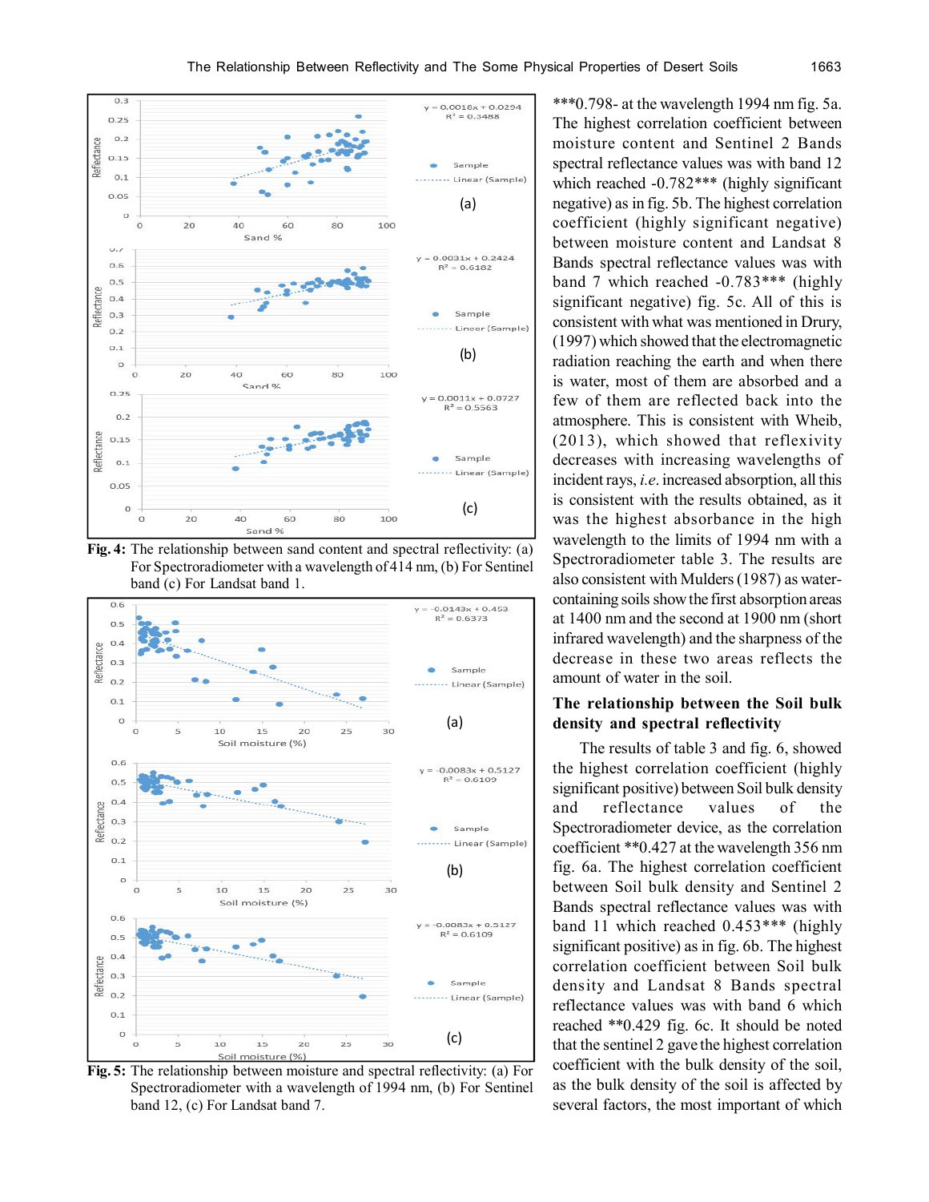**Fig. 4:** The relationship between sand content and spectral reflectivity: (a) For Spectroradiometer with a wavelength of 414 nm, (b) For Sentinel band (c) For Landsat band 1.

**Fig. 5:** The relationship between moisture and spectral reflectivity: (a) For Spectroradiometer with a wavelength of 1994 nm, (b) For Sentinel band 12, (c) For Landsat band 7.

***0.798- at the wavelength 1994 nm fig. 5a. The highest correlation coefficient between moisture content and Sentinel 2 Bands spectral reflectance values was with band 12 which reached -0.782*** (highly significant negative) as in fig. 5b. The highest correlation coefficient (highly significant negative) between moisture content and Landsat 8 Bands spectral reflectance values was with band 7 which reached -0.783*** (highly significant negative) fig. 5c. All of this is consistent with what was mentioned in Drury, (1997) which showed that the electromagnetic radiation reaching the earth and when there is water, most of them are absorbed and a few of them are reflected back into the atmosphere. This is consistent with Wheib, (2013), which showed that reflexivity decreases with increasing wavelengths of incident rays, *i.e.* increased absorption, all this is consistent with the results obtained, as it was the highest absorbance in the high wavelength to the limits of 1994 nm with a Spectroradiometer table 3. The results are also consistent with Mulders (1987) as water-containing soils show the first absorption areas at 1400 nm and the second at 1900 nm (short infrared wavelength) and the sharpness of the decrease in these two areas reflects the amount of water in the soil.

### The relationship between the Soil bulk density and spectral reflectivity

The results of table 3 and fig. 6, showed the highest correlation coefficient (highly significant positive) between Soil bulk density and reflectance values of the Spectroradiometer device, as the correlation coefficient **0.427 at the wavelength 356 nm fig. 6a. The highest correlation coefficient between Soil bulk density and Sentinel 2 Bands spectral reflectance values was with band 11 which reached 0.453*** (highly significant positive) as in fig. 6b. The highest correlation coefficient between Soil bulk density and Landsat 8 Bands spectral reflectance values was with band 6 which reached **0.429 fig. 6c. It should be noted that the sentinel 2 gave the highest correlation coefficient with the bulk density of the soil, as the bulk density of the soil is affected by several factors, the most important of which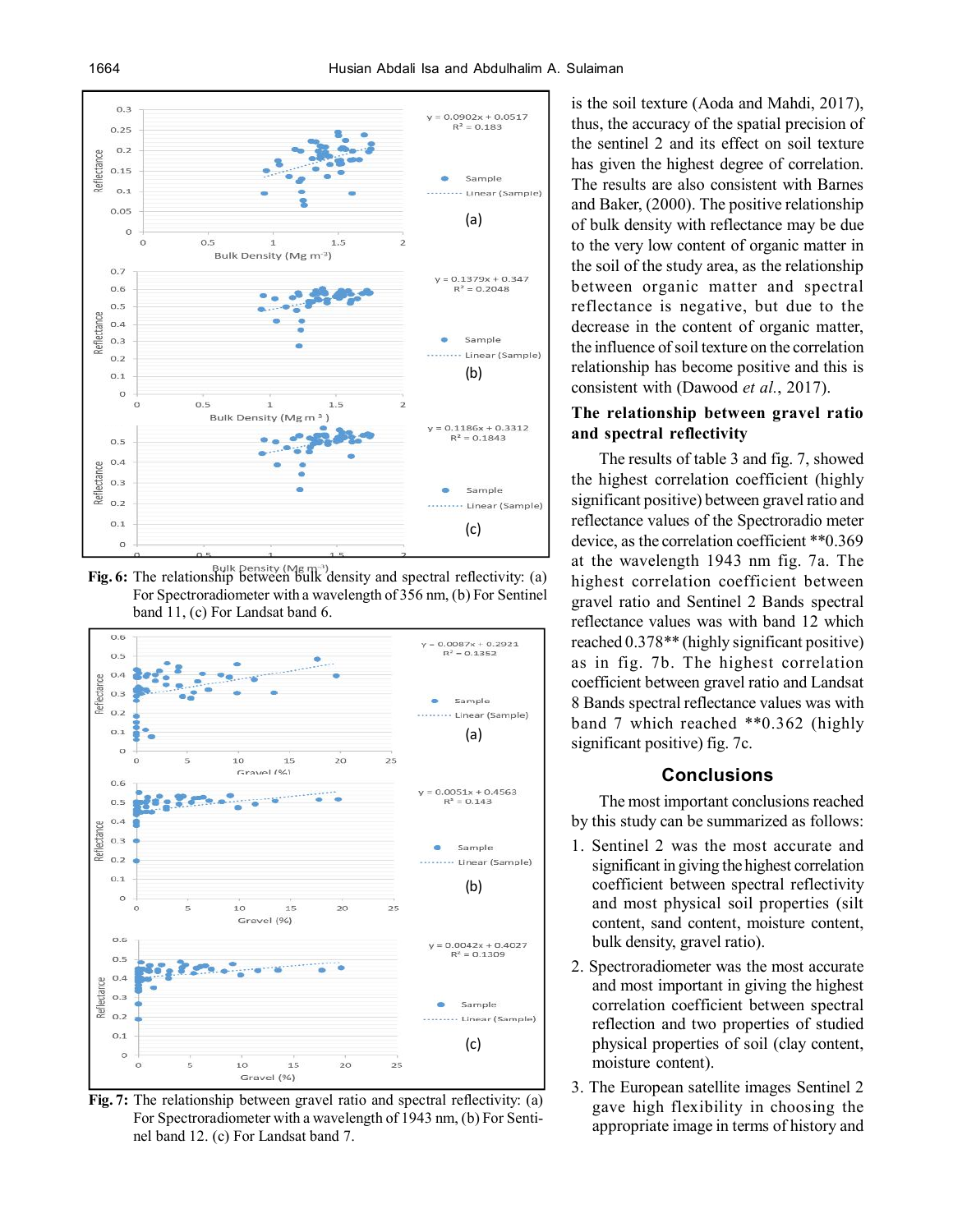Fig. 6: The relationship between bulk density and spectral reflectivity: (a) For Spectroradiometer with a wavelength of 356 nm, (b) For Sentinel band 11, (c) For Landsat band 6.

Fig. 7: The relationship between gravel ratio and spectral reflectivity: (a) For Spectroradiometer with a wavelength of 1943 nm, (b) For Sentinel band 12. (c) For Landsat band 7.

is the soil texture (Aoda and Mahdi, 2017), thus, the accuracy of the spatial precision of the sentinel 2 and its effect on soil texture has given the highest degree of correlation. The results are also consistent with Barnes and Baker, (2000). The positive relationship of bulk density with reflectance may be due to the very low content of organic matter in the soil of the study area, as the relationship between organic matter and spectral reflectance is negative, but due to the decrease in the content of organic matter, the influence of soil texture on the correlation relationship has become positive and this is consistent with (Dawood *et al.*, 2017).

**The relationship between gravel ratio and spectral reflectivity**

The results of table 3 and fig. 7, showed the highest correlation coefficient (highly significant positive) between gravel ratio and reflectance values of the Spectroradio meter device, as the correlation coefficient **0.369 at the wavelength 1943 nm fig. 7a. The highest correlation coefficient between gravel ratio and Sentinel 2 Bands spectral reflectance values was with band 12 which reached 0.378** (highly significant positive) as in fig. 7b. The highest correlation coefficient between gravel ratio and Landsat 8 Bands spectral reflectance values was with band 7 which reached **0.362 (highly significant positive) fig. 7c.

## Conclusions

The most important conclusions reached by this study can be summarized as follows:

1. Sentinel 2 was the most accurate and significant in giving the highest correlation coefficient between spectral reflectivity and most physical soil properties (silt content, sand content, moisture content, bulk density, gravel ratio).
2. Spectroradiometer was the most accurate and most important in giving the highest correlation coefficient between spectral reflection and two properties of studied physical properties of soil (clay content, moisture content).
3. The European satellite images Sentinel 2 gave high flexibility in choosing the appropriate image in terms of history and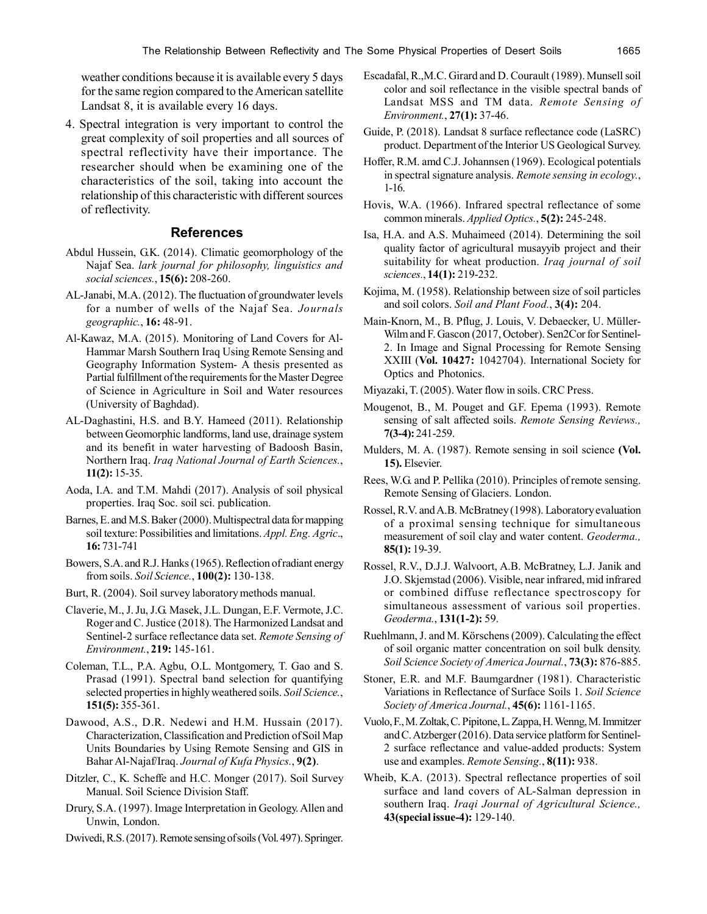weather conditions because it is available every 5 days for the same region compared to the American satellite Landsat 8, it is available every 16 days.

4. Spectral integration is very important to control the great complexity of soil properties and all sources of spectral reflectivity have their importance. The researcher should when be examining one of the characteristics of the soil, taking into account the relationship of this characteristic with different sources of reflectivity.

## References

Abdul Hussein, G.K. (2014). Climatic geomorphology of the Najaf Sea. *lark journal for philosophy, linguistics and social sciences.*, **15(6):** 208-260.

AL-Janabi, M.A. (2012). The fluctuation of groundwater levels for a number of wells of the Najaf Sea. *Journals geographic.*, **16:** 48-91.

Al-Kawaz, M.A. (2015). Monitoring of Land Covers for Al-Hammar Marsh Southern Iraq Using Remote Sensing and Geography Information System- A thesis presented as Partial fulfillment of the requirements for the Master Degree of Science in Agriculture in Soil and Water resources (University of Baghdad).

AL-Daghastini, H.S. and B.Y. Hameed (2011). Relationship between Geomorphic landforms, land use, drainage system and its benefit in water harvesting of Badoosh Basin, Northern Iraq. *Iraq National Journal of Earth Sciences.*, **11(2):** 15-35.

Aoda, I.A. and T.M. Mahdi (2017). Analysis of soil physical properties. Iraq Soc. soil sci. publication.

Barnes, E. and M.S. Baker (2000). Multispectral data for mapping soil texture: Possibilities and limitations. *Appl. Eng. Agric*., **16:** 731-741

Bowers, S.A. and R.J. Hanks (1965). Reflection of radiant energy from soils. *Soil Science.*, **100(2):** 130-138.

Burt, R. (2004). Soil survey laboratory methods manual.

Claverie, M., J. Ju, J.G. Masek, J.L. Dungan, E.F. Vermote, J.C. Roger and C. Justice (2018). The Harmonized Landsat and Sentinel-2 surface reflectance data set. *Remote Sensing of Environment.*, **219:** 145-161.

Coleman, T.L., P.A. Agbu, O.L. Montgomery, T. Gao and S. Prasad (1991). Spectral band selection for quantifying selected properties in highly weathered soils. *Soil Science.*, **151(5):** 355-361.

Dawood, A.S., D.R. Nedewi and H.M. Hussain (2017). Characterization, Classification and Prediction of Soil Map Units Boundaries by Using Remote Sensing and GIS in Bahar Al-Najaf/Iraq. *Journal of Kufa Physics.*, **9(2)**.

Ditzler, C., K. Scheffe and H.C. Monger (2017). Soil Survey Manual. Soil Science Division Staff.

Drury, S.A. (1997). Image Interpretation in Geology. Allen and Unwin, London.

Dwivedi, R.S. (2017). Remote sensing of soils (Vol. 497). Springer.

Escadafal, R.,M.C. Girard and D. Courault (1989). Munsell soil color and soil reflectance in the visible spectral bands of Landsat MSS and TM data. *Remote Sensing of Environment.*, **27(1):** 37-46.

Guide, P. (2018). Landsat 8 surface reflectance code (LaSRC) product. Department of the Interior US Geological Survey.

Hoffer, R.M. amd C.J. Johannsen (1969). Ecological potentials in spectral signature analysis. *Remote sensing in ecology.*, 1-16.

Hovis, W.A. (1966). Infrared spectral reflectance of some common minerals. *Applied Optics.*, **5(2):** 245-248.

Isa, H.A. and A.S. Muhaimeed (2014). Determining the soil quality factor of agricultural musayyib project and their suitability for wheat production. *Iraq journal of soil sciences.*, **14(1):** 219-232.

Kojima, M. (1958). Relationship between size of soil particles and soil colors. *Soil and Plant Food.*, **3(4):** 204.

Main-Knorn, M., B. Pflug, J. Louis, V. Debaecker, U. Müller-Wilm and F. Gascon (2017, October). Sen2Cor for Sentinel-2. In Image and Signal Processing for Remote Sensing XXIII (**Vol. 10427:** 1042704). International Society for Optics and Photonics.

Miyazaki, T. (2005). Water flow in soils. CRC Press.

Mougenot, B., M. Pouget and G.F. Epema (1993). Remote sensing of salt affected soils. *Remote Sensing Reviews.,* **7(3-4):** 241-259.

Mulders, M. A. (1987). Remote sensing in soil science **(Vol. 15).** Elsevier.

Rees, W.G. and P. Pellika (2010). Principles of remote sensing. Remote Sensing of Glaciers. London.

Rossel, R.V. and A.B. McBratney (1998). Laboratory evaluation of a proximal sensing technique for simultaneous measurement of soil clay and water content. *Geoderma.,* **85(1):** 19-39.

Rossel, R.V., D.J.J. Walvoort, A.B. McBratney, L.J. Janik and J.O. Skjemstad (2006). Visible, near infrared, mid infrared or combined diffuse reflectance spectroscopy for simultaneous assessment of various soil properties. *Geoderma.*, **131(1-2):** 59.

Ruehlmann, J. and M. Körschens (2009). Calculating the effect of soil organic matter concentration on soil bulk density. *Soil Science Society of America Journal.*, **73(3):** 876-885.

Stoner, E.R. and M.F. Baumgardner (1981). Characteristic Variations in Reflectance of Surface Soils 1. *Soil Science Society of America Journal.*, **45(6):** 1161-1165.

Vuolo, F., M. Zoltak, C. Pipitone, L. Zappa, H. Wenng, M. Immitzer and C. Atzberger (2016). Data service platform for Sentinel-2 surface reflectance and value-added products: System use and examples. *Remote Sensing.*, **8(11):** 938.

Wheib, K.A. (2013). Spectral reflectance properties of soil surface and land covers of AL-Salman depression in southern Iraq. *Iraqi Journal of Agricultural Science.,* **43(special issue-4):** 129-140.